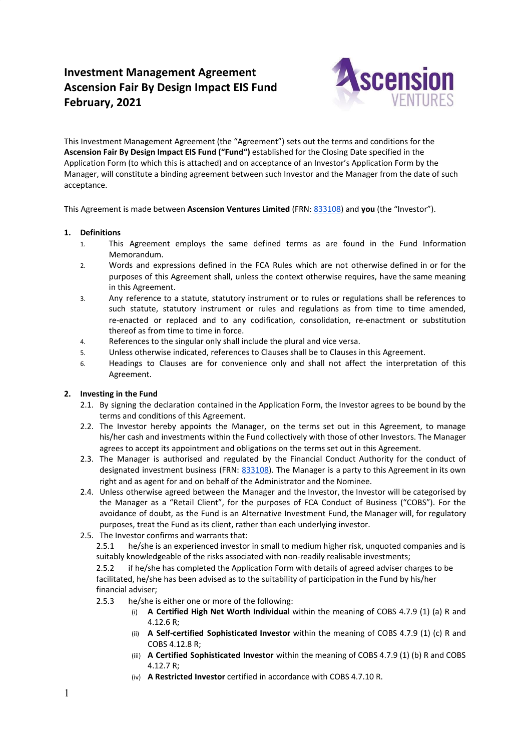# Investment Management Agreement
# Ascension Fair By Design Impact EIS Fund
# February, 2021

This Investment Management Agreement (the "Agreement") sets out the terms and conditions for the **Ascension Fair By Design Impact EIS Fund ("Fund")** established for the Closing Date specified in the Application Form (to which this is attached) and on acceptance of an Investor's Application Form by the Manager, will constitute a binding agreement between such Investor and the Manager from the date of such acceptance.

This Agreement is made between **Ascension Ventures Limited** (FRN: 833108) and **you** (the "Investor").

## 1. Definitions

1. This Agreement employs the same defined terms as are found in the Fund Information Memorandum.
2. Words and expressions defined in the FCA Rules which are not otherwise defined in or for the purposes of this Agreement shall, unless the context otherwise requires, have the same meaning in this Agreement.
3. Any reference to a statute, statutory instrument or to rules or regulations shall be references to such statute, statutory instrument or rules and regulations as from time to time amended, re-enacted or replaced and to any codification, consolidation, re-enactment or substitution thereof as from time to time in force.
4. References to the singular only shall include the plural and vice versa.
5. Unless otherwise indicated, references to Clauses shall be to Clauses in this Agreement.
6. Headings to Clauses are for convenience only and shall not affect the interpretation of this Agreement.

## 2. Investing in the Fund

2.1. By signing the declaration contained in the Application Form, the Investor agrees to be bound by the terms and conditions of this Agreement.

2.2. The Investor hereby appoints the Manager, on the terms set out in this Agreement, to manage his/her cash and investments within the Fund collectively with those of other Investors. The Manager agrees to accept its appointment and obligations on the terms set out in this Agreement.

2.3. The Manager is authorised and regulated by the Financial Conduct Authority for the conduct of designated investment business (FRN: 833108). The Manager is a party to this Agreement in its own right and as agent for and on behalf of the Administrator and the Nominee.

2.4. Unless otherwise agreed between the Manager and the Investor, the Investor will be categorised by the Manager as a "Retail Client", for the purposes of FCA Conduct of Business ("COBS"). For the avoidance of doubt, as the Fund is an Alternative Investment Fund, the Manager will, for regulatory purposes, treat the Fund as its client, rather than each underlying investor.

2.5. The Investor confirms and warrants that:

2.5.1 he/she is an experienced investor in small to medium higher risk, unquoted companies and is suitably knowledgeable of the risks associated with non-readily realisable investments;

2.5.2 if he/she has completed the Application Form with details of agreed adviser charges to be facilitated, he/she has been advised as to the suitability of participation in the Fund by his/her financial adviser;

2.5.3 he/she is either one or more of the following:

- (i) **A Certified High Net Worth Individual** within the meaning of COBS 4.7.9 (1) (a) R and 4.12.6 R;
- (ii) **A Self-certified Sophisticated Investor** within the meaning of COBS 4.7.9 (1) (c) R and COBS 4.12.8 R;
- (iii) **A Certified Sophisticated Investor** within the meaning of COBS 4.7.9 (1) (b) R and COBS 4.12.7 R;
- (iv) **A Restricted Investor** certified in accordance with COBS 4.7.10 R.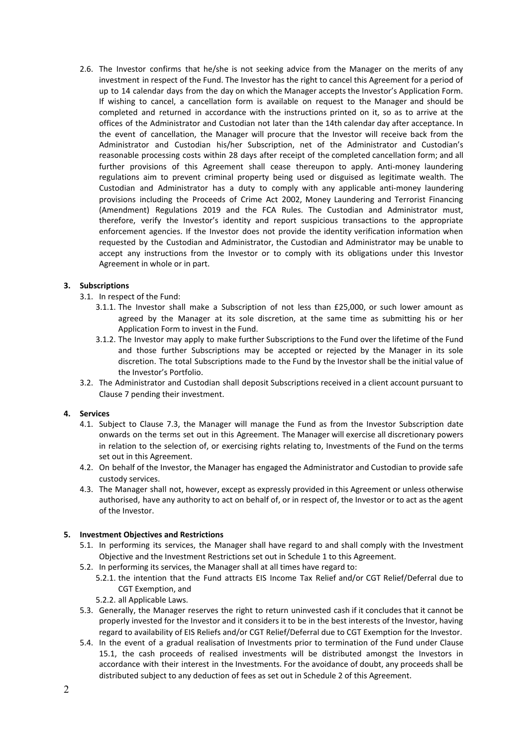2.6. The Investor confirms that he/she is not seeking advice from the Manager on the merits of any investment in respect of the Fund. The Investor has the right to cancel this Agreement for a period of up to 14 calendar days from the day on which the Manager accepts the Investor's Application Form. If wishing to cancel, a cancellation form is available on request to the Manager and should be completed and returned in accordance with the instructions printed on it, so as to arrive at the offices of the Administrator and Custodian not later than the 14th calendar day after acceptance. In the event of cancellation, the Manager will procure that the Investor will receive back from the Administrator and Custodian his/her Subscription, net of the Administrator and Custodian's reasonable processing costs within 28 days after receipt of the completed cancellation form; and all further provisions of this Agreement shall cease thereupon to apply. Anti-money laundering regulations aim to prevent criminal property being used or disguised as legitimate wealth. The Custodian and Administrator has a duty to comply with any applicable anti-money laundering provisions including the Proceeds of Crime Act 2002, Money Laundering and Terrorist Financing (Amendment) Regulations 2019 and the FCA Rules. The Custodian and Administrator must, therefore, verify the Investor's identity and report suspicious transactions to the appropriate enforcement agencies. If the Investor does not provide the identity verification information when requested by the Custodian and Administrator, the Custodian and Administrator may be unable to accept any instructions from the Investor or to comply with its obligations under this Investor Agreement in whole or in part.

**3. Subscriptions**

3.1. In respect of the Fund:

3.1.1. The Investor shall make a Subscription of not less than £25,000, or such lower amount as agreed by the Manager at its sole discretion, at the same time as submitting his or her Application Form to invest in the Fund.

3.1.2. The Investor may apply to make further Subscriptions to the Fund over the lifetime of the Fund and those further Subscriptions may be accepted or rejected by the Manager in its sole discretion. The total Subscriptions made to the Fund by the Investor shall be the initial value of the Investor's Portfolio.

3.2. The Administrator and Custodian shall deposit Subscriptions received in a client account pursuant to Clause 7 pending their investment.

**4. Services**

4.1. Subject to Clause 7.3, the Manager will manage the Fund as from the Investor Subscription date onwards on the terms set out in this Agreement. The Manager will exercise all discretionary powers in relation to the selection of, or exercising rights relating to, Investments of the Fund on the terms set out in this Agreement.

4.2. On behalf of the Investor, the Manager has engaged the Administrator and Custodian to provide safe custody services.

4.3. The Manager shall not, however, except as expressly provided in this Agreement or unless otherwise authorised, have any authority to act on behalf of, or in respect of, the Investor or to act as the agent of the Investor.

**5. Investment Objectives and Restrictions**

5.1. In performing its services, the Manager shall have regard to and shall comply with the Investment Objective and the Investment Restrictions set out in Schedule 1 to this Agreement.

5.2. In performing its services, the Manager shall at all times have regard to:

5.2.1. the intention that the Fund attracts EIS Income Tax Relief and/or CGT Relief/Deferral due to CGT Exemption, and

5.2.2. all Applicable Laws.

5.3. Generally, the Manager reserves the right to return uninvested cash if it concludes that it cannot be properly invested for the Investor and it considers it to be in the best interests of the Investor, having regard to availability of EIS Reliefs and/or CGT Relief/Deferral due to CGT Exemption for the Investor.

5.4. In the event of a gradual realisation of Investments prior to termination of the Fund under Clause 15.1, the cash proceeds of realised investments will be distributed amongst the Investors in accordance with their interest in the Investments. For the avoidance of doubt, any proceeds shall be distributed subject to any deduction of fees as set out in Schedule 2 of this Agreement.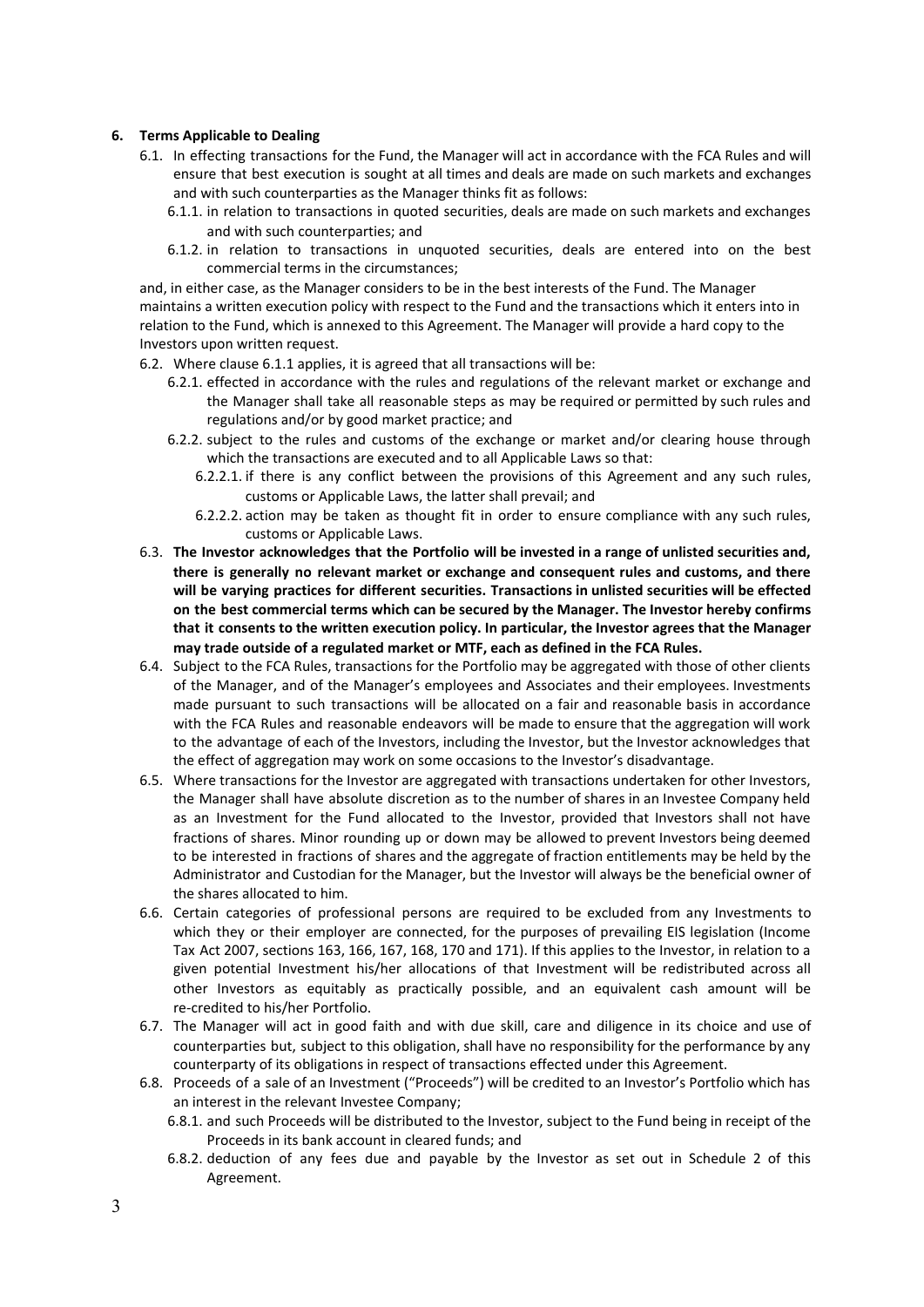**6. Terms Applicable to Dealing**

6.1. In effecting transactions for the Fund, the Manager will act in accordance with the FCA Rules and will ensure that best execution is sought at all times and deals are made on such markets and exchanges and with such counterparties as the Manager thinks fit as follows:

6.1.1. in relation to transactions in quoted securities, deals are made on such markets and exchanges and with such counterparties; and

6.1.2. in relation to transactions in unquoted securities, deals are entered into on the best commercial terms in the circumstances;

and, in either case, as the Manager considers to be in the best interests of the Fund. The Manager maintains a written execution policy with respect to the Fund and the transactions which it enters into in relation to the Fund, which is annexed to this Agreement. The Manager will provide a hard copy to the Investors upon written request.

6.2. Where clause 6.1.1 applies, it is agreed that all transactions will be:

6.2.1. effected in accordance with the rules and regulations of the relevant market or exchange and the Manager shall take all reasonable steps as may be required or permitted by such rules and regulations and/or by good market practice; and

6.2.2. subject to the rules and customs of the exchange or market and/or clearing house through which the transactions are executed and to all Applicable Laws so that:

6.2.2.1. if there is any conflict between the provisions of this Agreement and any such rules, customs or Applicable Laws, the latter shall prevail; and

6.2.2.2. action may be taken as thought fit in order to ensure compliance with any such rules, customs or Applicable Laws.

6.3. **The Investor acknowledges that the Portfolio will be invested in a range of unlisted securities and, there is generally no relevant market or exchange and consequent rules and customs, and there will be varying practices for different securities. Transactions in unlisted securities will be effected on the best commercial terms which can be secured by the Manager. The Investor hereby confirms that it consents to the written execution policy. In particular, the Investor agrees that the Manager may trade outside of a regulated market or MTF, each as defined in the FCA Rules.**

6.4. Subject to the FCA Rules, transactions for the Portfolio may be aggregated with those of other clients of the Manager, and of the Manager's employees and Associates and their employees. Investments made pursuant to such transactions will be allocated on a fair and reasonable basis in accordance with the FCA Rules and reasonable endeavors will be made to ensure that the aggregation will work to the advantage of each of the Investors, including the Investor, but the Investor acknowledges that the effect of aggregation may work on some occasions to the Investor's disadvantage.

6.5. Where transactions for the Investor are aggregated with transactions undertaken for other Investors, the Manager shall have absolute discretion as to the number of shares in an Investee Company held as an Investment for the Fund allocated to the Investor, provided that Investors shall not have fractions of shares. Minor rounding up or down may be allowed to prevent Investors being deemed to be interested in fractions of shares and the aggregate of fraction entitlements may be held by the Administrator and Custodian for the Manager, but the Investor will always be the beneficial owner of the shares allocated to him.

6.6. Certain categories of professional persons are required to be excluded from any Investments to which they or their employer are connected, for the purposes of prevailing EIS legislation (Income Tax Act 2007, sections 163, 166, 167, 168, 170 and 171). If this applies to the Investor, in relation to a given potential Investment his/her allocations of that Investment will be redistributed across all other Investors as equitably as practically possible, and an equivalent cash amount will be re-credited to his/her Portfolio.

6.7. The Manager will act in good faith and with due skill, care and diligence in its choice and use of counterparties but, subject to this obligation, shall have no responsibility for the performance by any counterparty of its obligations in respect of transactions effected under this Agreement.

6.8. Proceeds of a sale of an Investment ("Proceeds") will be credited to an Investor's Portfolio which has an interest in the relevant Investee Company;

6.8.1. and such Proceeds will be distributed to the Investor, subject to the Fund being in receipt of the Proceeds in its bank account in cleared funds; and

6.8.2. deduction of any fees due and payable by the Investor as set out in Schedule 2 of this Agreement.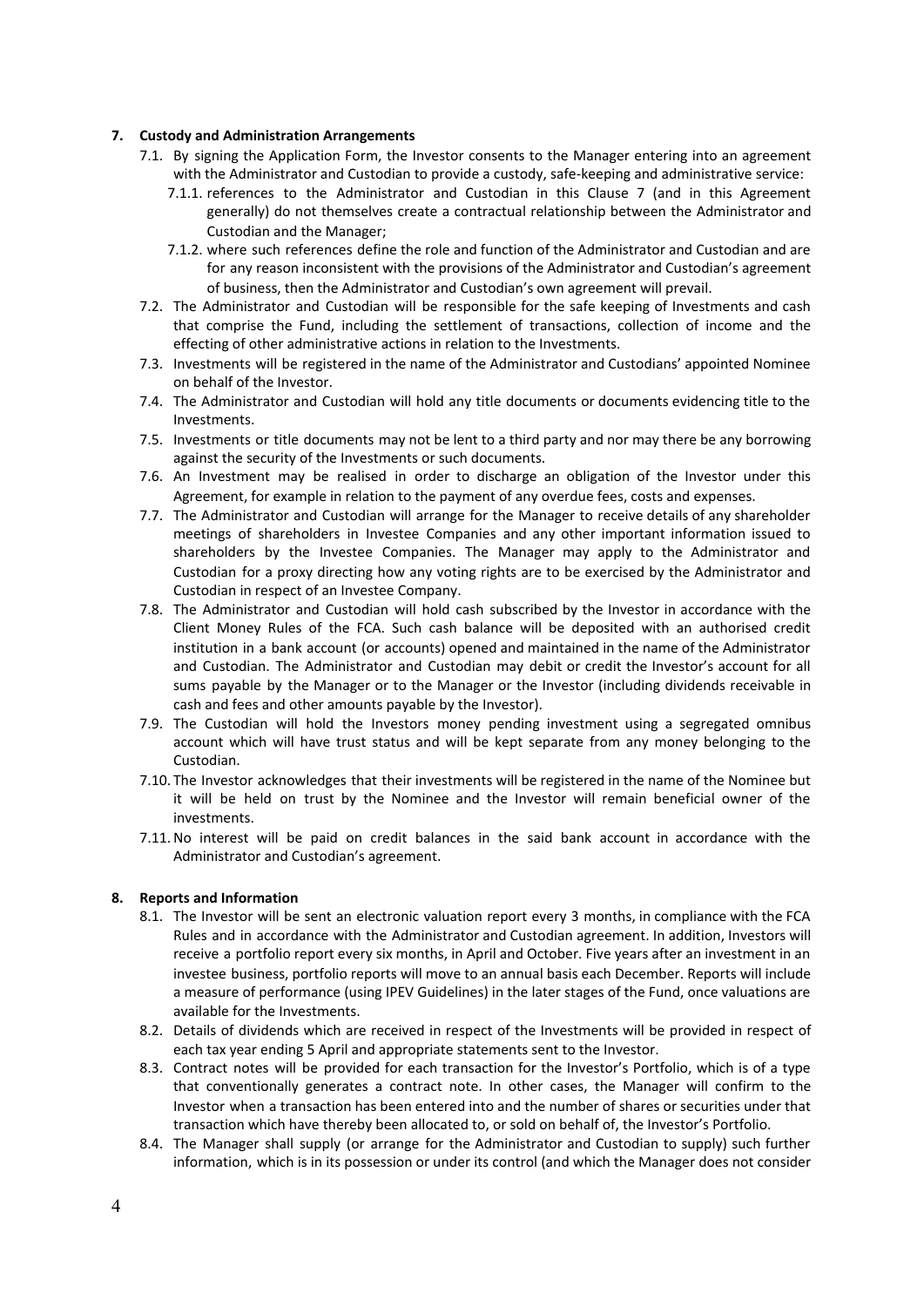**7. Custody and Administration Arrangements**

7.1. By signing the Application Form, the Investor consents to the Manager entering into an agreement with the Administrator and Custodian to provide a custody, safe-keeping and administrative service:

7.1.1. references to the Administrator and Custodian in this Clause 7 (and in this Agreement generally) do not themselves create a contractual relationship between the Administrator and Custodian and the Manager;

7.1.2. where such references define the role and function of the Administrator and Custodian and are for any reason inconsistent with the provisions of the Administrator and Custodian's agreement of business, then the Administrator and Custodian's own agreement will prevail.

7.2. The Administrator and Custodian will be responsible for the safe keeping of Investments and cash that comprise the Fund, including the settlement of transactions, collection of income and the effecting of other administrative actions in relation to the Investments.

7.3. Investments will be registered in the name of the Administrator and Custodians' appointed Nominee on behalf of the Investor.

7.4. The Administrator and Custodian will hold any title documents or documents evidencing title to the Investments.

7.5. Investments or title documents may not be lent to a third party and nor may there be any borrowing against the security of the Investments or such documents.

7.6. An Investment may be realised in order to discharge an obligation of the Investor under this Agreement, for example in relation to the payment of any overdue fees, costs and expenses.

7.7. The Administrator and Custodian will arrange for the Manager to receive details of any shareholder meetings of shareholders in Investee Companies and any other important information issued to shareholders by the Investee Companies. The Manager may apply to the Administrator and Custodian for a proxy directing how any voting rights are to be exercised by the Administrator and Custodian in respect of an Investee Company.

7.8. The Administrator and Custodian will hold cash subscribed by the Investor in accordance with the Client Money Rules of the FCA. Such cash balance will be deposited with an authorised credit institution in a bank account (or accounts) opened and maintained in the name of the Administrator and Custodian. The Administrator and Custodian may debit or credit the Investor's account for all sums payable by the Manager or to the Manager or the Investor (including dividends receivable in cash and fees and other amounts payable by the Investor).

7.9. The Custodian will hold the Investors money pending investment using a segregated omnibus account which will have trust status and will be kept separate from any money belonging to the Custodian.

7.10. The Investor acknowledges that their investments will be registered in the name of the Nominee but it will be held on trust by the Nominee and the Investor will remain beneficial owner of the investments.

7.11. No interest will be paid on credit balances in the said bank account in accordance with the Administrator and Custodian's agreement.

**8. Reports and Information**

8.1. The Investor will be sent an electronic valuation report every 3 months, in compliance with the FCA Rules and in accordance with the Administrator and Custodian agreement. In addition, Investors will receive a portfolio report every six months, in April and October. Five years after an investment in an investee business, portfolio reports will move to an annual basis each December. Reports will include a measure of performance (using IPEV Guidelines) in the later stages of the Fund, once valuations are available for the Investments.

8.2. Details of dividends which are received in respect of the Investments will be provided in respect of each tax year ending 5 April and appropriate statements sent to the Investor.

8.3. Contract notes will be provided for each transaction for the Investor's Portfolio, which is of a type that conventionally generates a contract note. In other cases, the Manager will confirm to the Investor when a transaction has been entered into and the number of shares or securities under that transaction which have thereby been allocated to, or sold on behalf of, the Investor's Portfolio.

8.4. The Manager shall supply (or arrange for the Administrator and Custodian to supply) such further information, which is in its possession or under its control (and which the Manager does not consider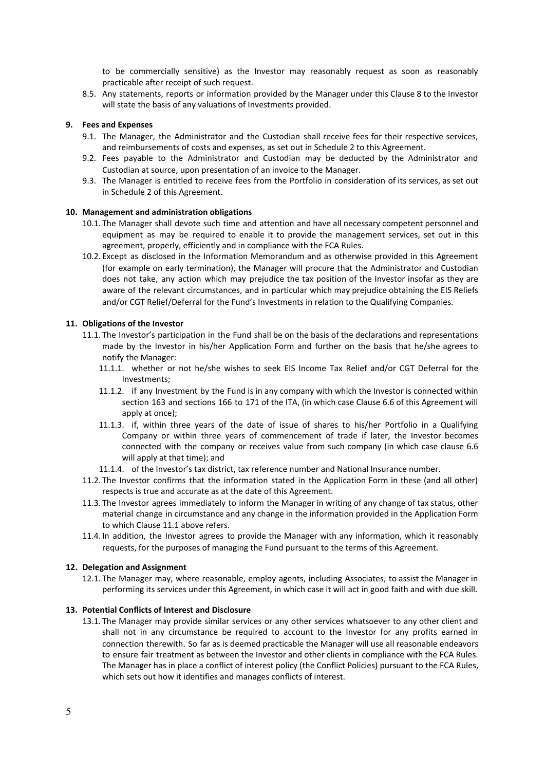to be commercially sensitive) as the Investor may reasonably request as soon as reasonably practicable after receipt of such request.

8.5. Any statements, reports or information provided by the Manager under this Clause 8 to the Investor will state the basis of any valuations of Investments provided.

**9. Fees and Expenses**

9.1. The Manager, the Administrator and the Custodian shall receive fees for their respective services, and reimbursements of costs and expenses, as set out in Schedule 2 to this Agreement.

9.2. Fees payable to the Administrator and Custodian may be deducted by the Administrator and Custodian at source, upon presentation of an invoice to the Manager.

9.3. The Manager is entitled to receive fees from the Portfolio in consideration of its services, as set out in Schedule 2 of this Agreement.

**10. Management and administration obligations**

10.1. The Manager shall devote such time and attention and have all necessary competent personnel and equipment as may be required to enable it to provide the management services, set out in this agreement, properly, efficiently and in compliance with the FCA Rules.

10.2. Except as disclosed in the Information Memorandum and as otherwise provided in this Agreement (for example on early termination), the Manager will procure that the Administrator and Custodian does not take, any action which may prejudice the tax position of the Investor insofar as they are aware of the relevant circumstances, and in particular which may prejudice obtaining the EIS Reliefs and/or CGT Relief/Deferral for the Fund's Investments in relation to the Qualifying Companies.

**11. Obligations of the Investor**

11.1. The Investor's participation in the Fund shall be on the basis of the declarations and representations made by the Investor in his/her Application Form and further on the basis that he/she agrees to notify the Manager:

11.1.1. whether or not he/she wishes to seek EIS Income Tax Relief and/or CGT Deferral for the Investments;

11.1.2. if any Investment by the Fund is in any company with which the Investor is connected within section 163 and sections 166 to 171 of the ITA, (in which case Clause 6.6 of this Agreement will apply at once);

11.1.3. if, within three years of the date of issue of shares to his/her Portfolio in a Qualifying Company or within three years of commencement of trade if later, the Investor becomes connected with the company or receives value from such company (in which case clause 6.6 will apply at that time); and

11.1.4. of the Investor's tax district, tax reference number and National Insurance number.

11.2. The Investor confirms that the information stated in the Application Form in these (and all other) respects is true and accurate as at the date of this Agreement.

11.3. The Investor agrees immediately to inform the Manager in writing of any change of tax status, other material change in circumstance and any change in the information provided in the Application Form to which Clause 11.1 above refers.

11.4. In addition, the Investor agrees to provide the Manager with any information, which it reasonably requests, for the purposes of managing the Fund pursuant to the terms of this Agreement.

**12. Delegation and Assignment**

12.1. The Manager may, where reasonable, employ agents, including Associates, to assist the Manager in performing its services under this Agreement, in which case it will act in good faith and with due skill.

**13. Potential Conflicts of Interest and Disclosure**

13.1. The Manager may provide similar services or any other services whatsoever to any other client and shall not in any circumstance be required to account to the Investor for any profits earned in connection therewith. So far as is deemed practicable the Manager will use all reasonable endeavors to ensure fair treatment as between the Investor and other clients in compliance with the FCA Rules. The Manager has in place a conflict of interest policy (the Conflict Policies) pursuant to the FCA Rules, which sets out how it identifies and manages conflicts of interest.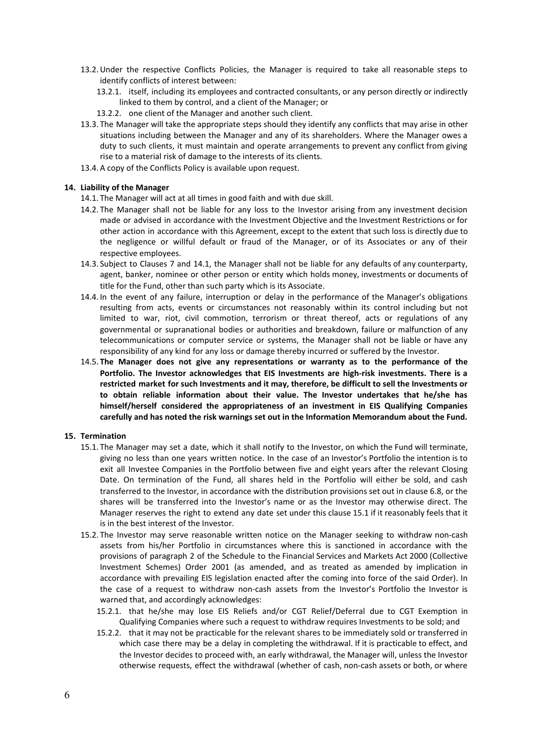13.2. Under the respective Conflicts Policies, the Manager is required to take all reasonable steps to identify conflicts of interest between:

13.2.1. itself, including its employees and contracted consultants, or any person directly or indirectly linked to them by control, and a client of the Manager; or

13.2.2. one client of the Manager and another such client.

13.3. The Manager will take the appropriate steps should they identify any conflicts that may arise in other situations including between the Manager and any of its shareholders. Where the Manager owes a duty to such clients, it must maintain and operate arrangements to prevent any conflict from giving rise to a material risk of damage to the interests of its clients.

13.4. A copy of the Conflicts Policy is available upon request.

**14. Liability of the Manager**

14.1. The Manager will act at all times in good faith and with due skill.

14.2. The Manager shall not be liable for any loss to the Investor arising from any investment decision made or advised in accordance with the Investment Objective and the Investment Restrictions or for other action in accordance with this Agreement, except to the extent that such loss is directly due to the negligence or willful default or fraud of the Manager, or of its Associates or any of their respective employees.

14.3. Subject to Clauses 7 and 14.1, the Manager shall not be liable for any defaults of any counterparty, agent, banker, nominee or other person or entity which holds money, investments or documents of title for the Fund, other than such party which is its Associate.

14.4. In the event of any failure, interruption or delay in the performance of the Manager's obligations resulting from acts, events or circumstances not reasonably within its control including but not limited to war, riot, civil commotion, terrorism or threat thereof, acts or regulations of any governmental or supranational bodies or authorities and breakdown, failure or malfunction of any telecommunications or computer service or systems, the Manager shall not be liable or have any responsibility of any kind for any loss or damage thereby incurred or suffered by the Investor.

14.5. **The Manager does not give any representations or warranty as to the performance of the Portfolio. The Investor acknowledges that EIS Investments are high-risk investments. There is a restricted market for such Investments and it may, therefore, be difficult to sell the Investments or to obtain reliable information about their value. The Investor undertakes that he/she has himself/herself considered the appropriateness of an investment in EIS Qualifying Companies carefully and has noted the risk warnings set out in the Information Memorandum about the Fund.**

**15. Termination**

15.1. The Manager may set a date, which it shall notify to the Investor, on which the Fund will terminate, giving no less than one years written notice. In the case of an Investor's Portfolio the intention is to exit all Investee Companies in the Portfolio between five and eight years after the relevant Closing Date. On termination of the Fund, all shares held in the Portfolio will either be sold, and cash transferred to the Investor, in accordance with the distribution provisions set out in clause 6.8, or the shares will be transferred into the Investor's name or as the Investor may otherwise direct. The Manager reserves the right to extend any date set under this clause 15.1 if it reasonably feels that it is in the best interest of the Investor.

15.2. The Investor may serve reasonable written notice on the Manager seeking to withdraw non-cash assets from his/her Portfolio in circumstances where this is sanctioned in accordance with the provisions of paragraph 2 of the Schedule to the Financial Services and Markets Act 2000 (Collective Investment Schemes) Order 2001 (as amended, and as treated as amended by implication in accordance with prevailing EIS legislation enacted after the coming into force of the said Order). In the case of a request to withdraw non-cash assets from the Investor's Portfolio the Investor is warned that, and accordingly acknowledges:

15.2.1. that he/she may lose EIS Reliefs and/or CGT Relief/Deferral due to CGT Exemption in Qualifying Companies where such a request to withdraw requires Investments to be sold; and

15.2.2. that it may not be practicable for the relevant shares to be immediately sold or transferred in which case there may be a delay in completing the withdrawal. If it is practicable to effect, and the Investor decides to proceed with, an early withdrawal, the Manager will, unless the Investor otherwise requests, effect the withdrawal (whether of cash, non-cash assets or both, or where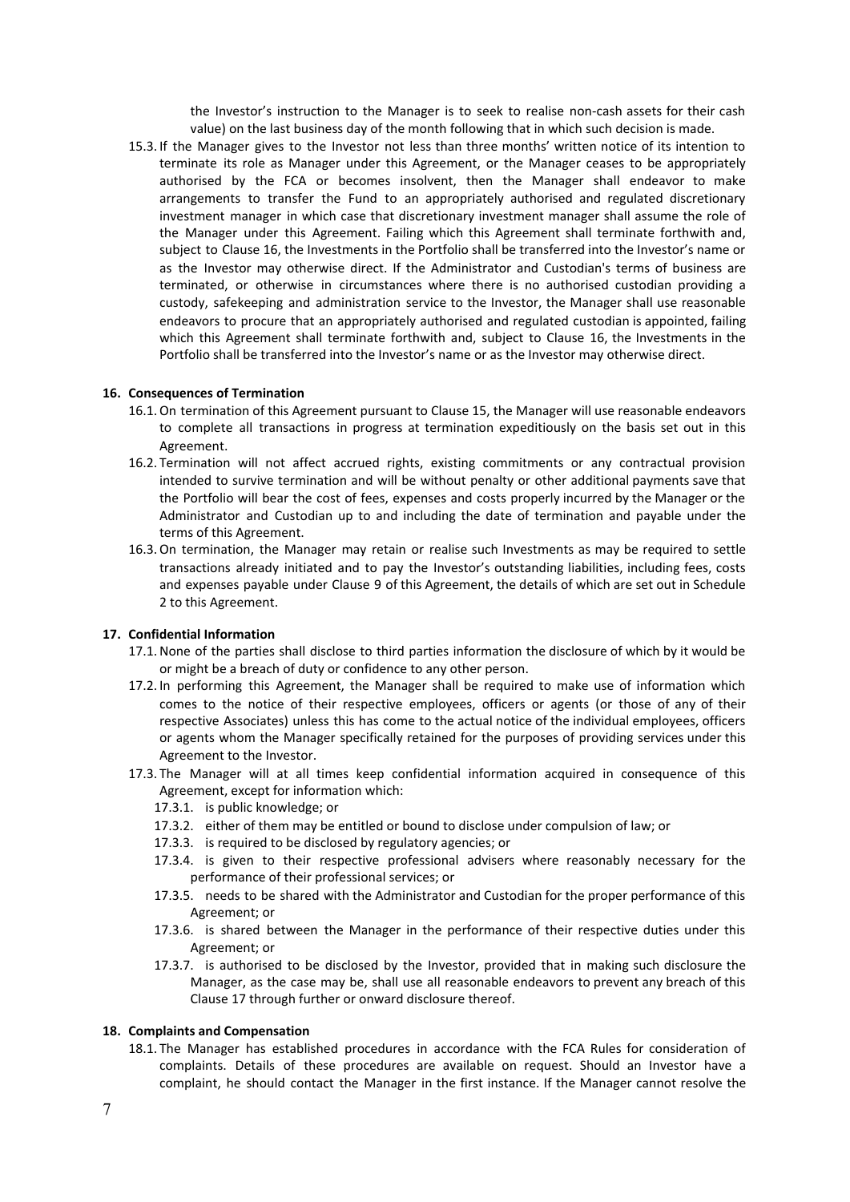the Investor's instruction to the Manager is to seek to realise non-cash assets for their cash value) on the last business day of the month following that in which such decision is made.

15.3. If the Manager gives to the Investor not less than three months' written notice of its intention to terminate its role as Manager under this Agreement, or the Manager ceases to be appropriately authorised by the FCA or becomes insolvent, then the Manager shall endeavor to make arrangements to transfer the Fund to an appropriately authorised and regulated discretionary investment manager in which case that discretionary investment manager shall assume the role of the Manager under this Agreement. Failing which this Agreement shall terminate forthwith and, subject to Clause 16, the Investments in the Portfolio shall be transferred into the Investor's name or as the Investor may otherwise direct. If the Administrator and Custodian's terms of business are terminated, or otherwise in circumstances where there is no authorised custodian providing a custody, safekeeping and administration service to the Investor, the Manager shall use reasonable endeavors to procure that an appropriately authorised and regulated custodian is appointed, failing which this Agreement shall terminate forthwith and, subject to Clause 16, the Investments in the Portfolio shall be transferred into the Investor's name or as the Investor may otherwise direct.

**16. Consequences of Termination**

16.1. On termination of this Agreement pursuant to Clause 15, the Manager will use reasonable endeavors to complete all transactions in progress at termination expeditiously on the basis set out in this Agreement.

16.2. Termination will not affect accrued rights, existing commitments or any contractual provision intended to survive termination and will be without penalty or other additional payments save that the Portfolio will bear the cost of fees, expenses and costs properly incurred by the Manager or the Administrator and Custodian up to and including the date of termination and payable under the terms of this Agreement.

16.3. On termination, the Manager may retain or realise such Investments as may be required to settle transactions already initiated and to pay the Investor's outstanding liabilities, including fees, costs and expenses payable under Clause 9 of this Agreement, the details of which are set out in Schedule 2 to this Agreement.

**17. Confidential Information**

17.1. None of the parties shall disclose to third parties information the disclosure of which by it would be or might be a breach of duty or confidence to any other person.

17.2. In performing this Agreement, the Manager shall be required to make use of information which comes to the notice of their respective employees, officers or agents (or those of any of their respective Associates) unless this has come to the actual notice of the individual employees, officers or agents whom the Manager specifically retained for the purposes of providing services under this Agreement to the Investor.

17.3. The Manager will at all times keep confidential information acquired in consequence of this Agreement, except for information which:

17.3.1. is public knowledge; or

17.3.2. either of them may be entitled or bound to disclose under compulsion of law; or

17.3.3. is required to be disclosed by regulatory agencies; or

17.3.4. is given to their respective professional advisers where reasonably necessary for the performance of their professional services; or

17.3.5. needs to be shared with the Administrator and Custodian for the proper performance of this Agreement; or

17.3.6. is shared between the Manager in the performance of their respective duties under this Agreement; or

17.3.7. is authorised to be disclosed by the Investor, provided that in making such disclosure the Manager, as the case may be, shall use all reasonable endeavors to prevent any breach of this Clause 17 through further or onward disclosure thereof.

**18. Complaints and Compensation**

18.1. The Manager has established procedures in accordance with the FCA Rules for consideration of complaints. Details of these procedures are available on request. Should an Investor have a complaint, he should contact the Manager in the first instance. If the Manager cannot resolve the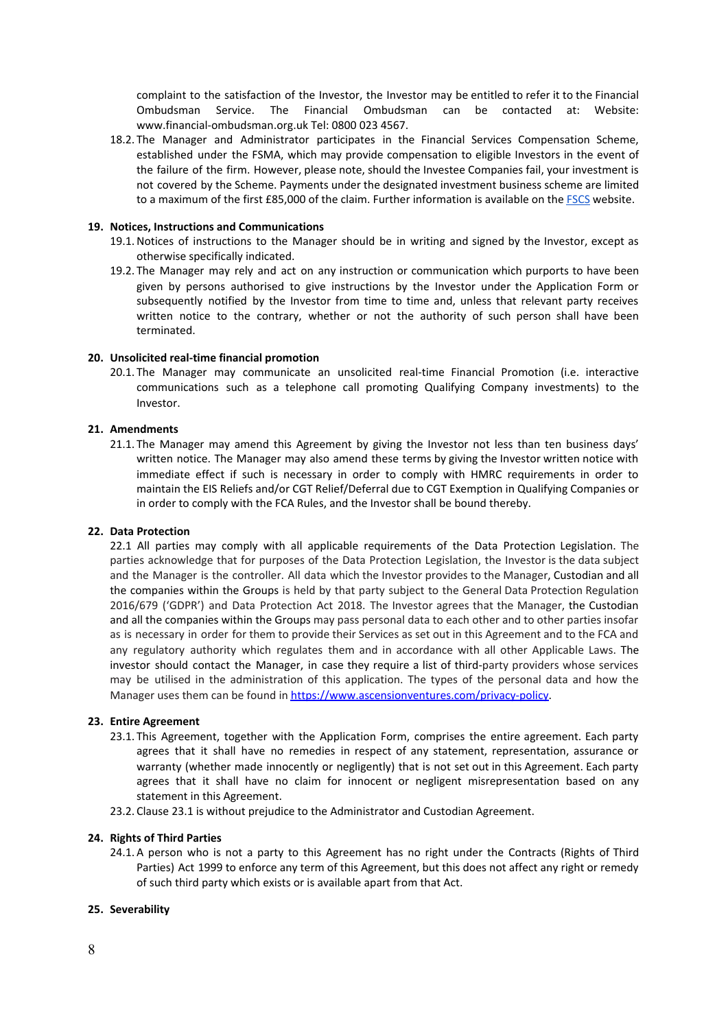complaint to the satisfaction of the Investor, the Investor may be entitled to refer it to the Financial Ombudsman Service. The Financial Ombudsman can be contacted at: Website: www.financial-ombudsman.org.uk Tel: 0800 023 4567.

18.2. The Manager and Administrator participates in the Financial Services Compensation Scheme, established under the FSMA, which may provide compensation to eligible Investors in the event of the failure of the firm. However, please note, should the Investee Companies fail, your investment is not covered by the Scheme. Payments under the designated investment business scheme are limited to a maximum of the first £85,000 of the claim. Further information is available on the FSCS website.

**19. Notices, Instructions and Communications**

19.1. Notices of instructions to the Manager should be in writing and signed by the Investor, except as otherwise specifically indicated.

19.2. The Manager may rely and act on any instruction or communication which purports to have been given by persons authorised to give instructions by the Investor under the Application Form or subsequently notified by the Investor from time to time and, unless that relevant party receives written notice to the contrary, whether or not the authority of such person shall have been terminated.

**20. Unsolicited real-time financial promotion**

20.1. The Manager may communicate an unsolicited real-time Financial Promotion (i.e. interactive communications such as a telephone call promoting Qualifying Company investments) to the Investor.

**21. Amendments**

21.1. The Manager may amend this Agreement by giving the Investor not less than ten business days' written notice. The Manager may also amend these terms by giving the Investor written notice with immediate effect if such is necessary in order to comply with HMRC requirements in order to maintain the EIS Reliefs and/or CGT Relief/Deferral due to CGT Exemption in Qualifying Companies or in order to comply with the FCA Rules, and the Investor shall be bound thereby.

**22. Data Protection**

22.1 All parties may comply with all applicable requirements of the Data Protection Legislation. The parties acknowledge that for purposes of the Data Protection Legislation, the Investor is the data subject and the Manager is the controller. All data which the Investor provides to the Manager, Custodian and all the companies within the Groups is held by that party subject to the General Data Protection Regulation 2016/679 ('GDPR') and Data Protection Act 2018. The Investor agrees that the Manager, the Custodian and all the companies within the Groups may pass personal data to each other and to other parties insofar as is necessary in order for them to provide their Services as set out in this Agreement and to the FCA and any regulatory authority which regulates them and in accordance with all other Applicable Laws. The investor should contact the Manager, in case they require a list of third-party providers whose services may be utilised in the administration of this application. The types of the personal data and how the Manager uses them can be found in https://www.ascensionventures.com/privacy-policy.

**23. Entire Agreement**

23.1. This Agreement, together with the Application Form, comprises the entire agreement. Each party agrees that it shall have no remedies in respect of any statement, representation, assurance or warranty (whether made innocently or negligently) that is not set out in this Agreement. Each party agrees that it shall have no claim for innocent or negligent misrepresentation based on any statement in this Agreement.

23.2. Clause 23.1 is without prejudice to the Administrator and Custodian Agreement.

**24. Rights of Third Parties**

24.1. A person who is not a party to this Agreement has no right under the Contracts (Rights of Third Parties) Act 1999 to enforce any term of this Agreement, but this does not affect any right or remedy of such third party which exists or is available apart from that Act.

**25. Severability**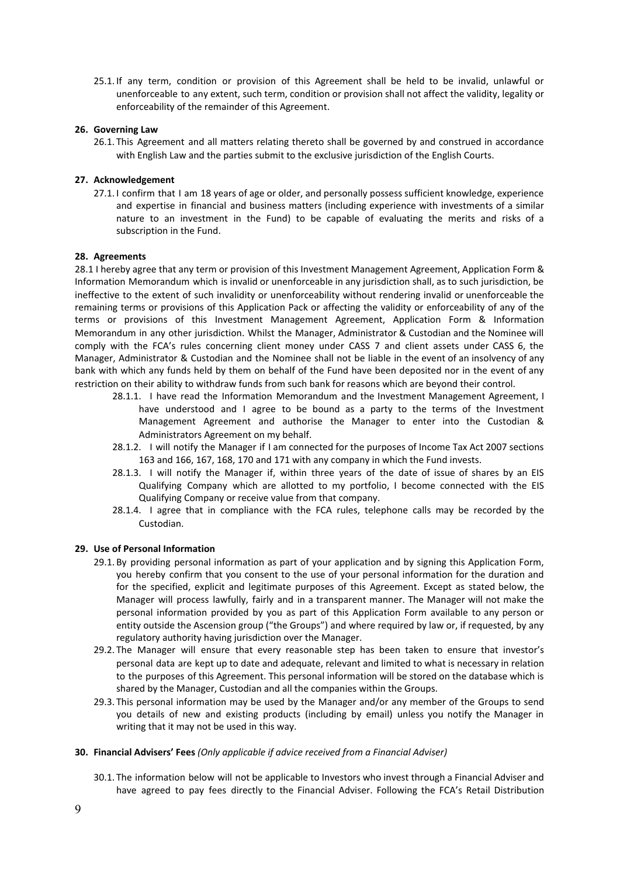25.1. If any term, condition or provision of this Agreement shall be held to be invalid, unlawful or unenforceable to any extent, such term, condition or provision shall not affect the validity, legality or enforceability of the remainder of this Agreement.

**26. Governing Law**

26.1. This Agreement and all matters relating thereto shall be governed by and construed in accordance with English Law and the parties submit to the exclusive jurisdiction of the English Courts.

**27. Acknowledgement**

27.1. I confirm that I am 18 years of age or older, and personally possess sufficient knowledge, experience and expertise in financial and business matters (including experience with investments of a similar nature to an investment in the Fund) to be capable of evaluating the merits and risks of a subscription in the Fund.

**28. Agreements**

28.1 I hereby agree that any term or provision of this Investment Management Agreement, Application Form & Information Memorandum which is invalid or unenforceable in any jurisdiction shall, as to such jurisdiction, be ineffective to the extent of such invalidity or unenforceability without rendering invalid or unenforceable the remaining terms or provisions of this Application Pack or affecting the validity or enforceability of any of the terms or provisions of this Investment Management Agreement, Application Form & Information Memorandum in any other jurisdiction. Whilst the Manager, Administrator & Custodian and the Nominee will comply with the FCA's rules concerning client money under CASS 7 and client assets under CASS 6, the Manager, Administrator & Custodian and the Nominee shall not be liable in the event of an insolvency of any bank with which any funds held by them on behalf of the Fund have been deposited nor in the event of any restriction on their ability to withdraw funds from such bank for reasons which are beyond their control.

- 28.1.1. I have read the Information Memorandum and the Investment Management Agreement, I have understood and I agree to be bound as a party to the terms of the Investment Management Agreement and authorise the Manager to enter into the Custodian & Administrators Agreement on my behalf.
- 28.1.2. I will notify the Manager if I am connected for the purposes of Income Tax Act 2007 sections 163 and 166, 167, 168, 170 and 171 with any company in which the Fund invests.
- 28.1.3. I will notify the Manager if, within three years of the date of issue of shares by an EIS Qualifying Company which are allotted to my portfolio, I become connected with the EIS Qualifying Company or receive value from that company.
- 28.1.4. I agree that in compliance with the FCA rules, telephone calls may be recorded by the Custodian.

**29. Use of Personal Information**

29.1. By providing personal information as part of your application and by signing this Application Form, you hereby confirm that you consent to the use of your personal information for the duration and for the specified, explicit and legitimate purposes of this Agreement. Except as stated below, the Manager will process lawfully, fairly and in a transparent manner. The Manager will not make the personal information provided by you as part of this Application Form available to any person or entity outside the Ascension group ("the Groups") and where required by law or, if requested, by any regulatory authority having jurisdiction over the Manager.

29.2. The Manager will ensure that every reasonable step has been taken to ensure that investor's personal data are kept up to date and adequate, relevant and limited to what is necessary in relation to the purposes of this Agreement. This personal information will be stored on the database which is shared by the Manager, Custodian and all the companies within the Groups.

29.3. This personal information may be used by the Manager and/or any member of the Groups to send you details of new and existing products (including by email) unless you notify the Manager in writing that it may not be used in this way.

**30. Financial Advisers' Fees** *(Only applicable if advice received from a Financial Adviser)*

30.1. The information below will not be applicable to Investors who invest through a Financial Adviser and have agreed to pay fees directly to the Financial Adviser. Following the FCA's Retail Distribution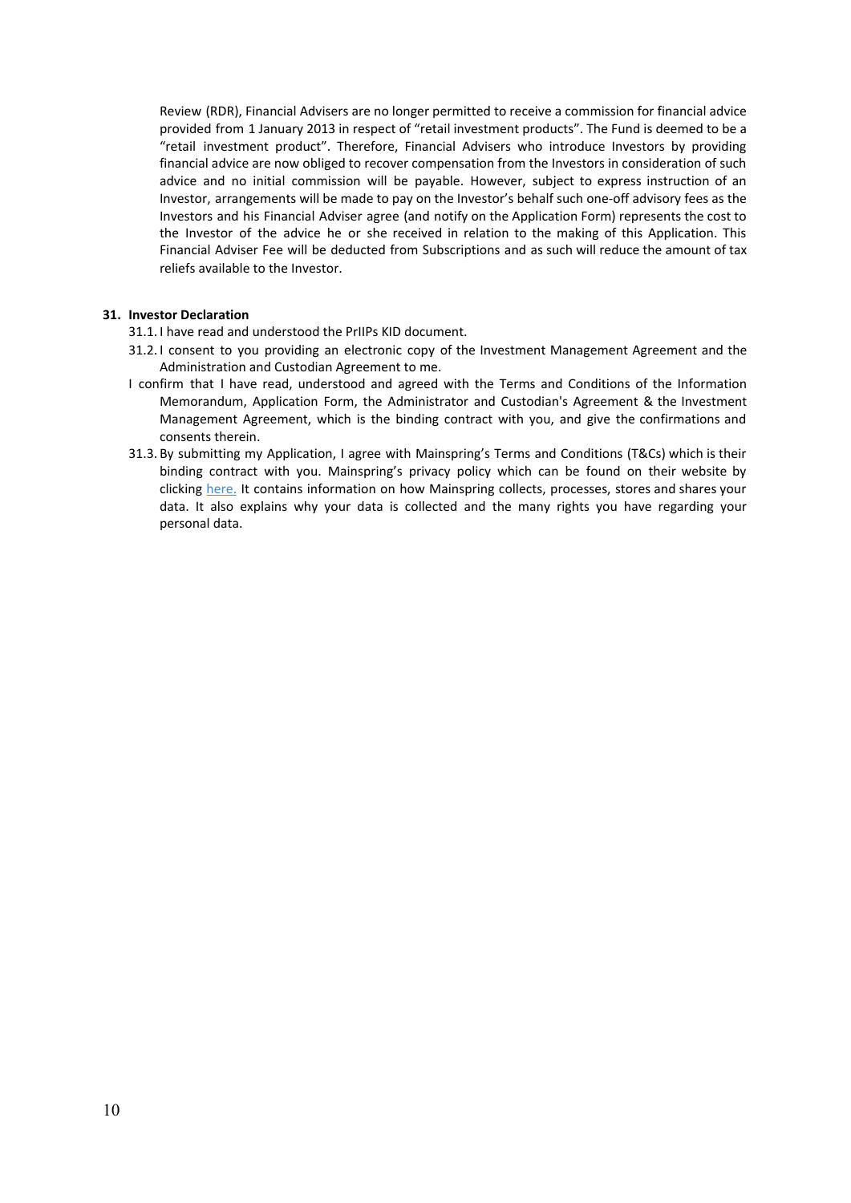Review (RDR), Financial Advisers are no longer permitted to receive a commission for financial advice provided from 1 January 2013 in respect of "retail investment products". The Fund is deemed to be a "retail investment product". Therefore, Financial Advisers who introduce Investors by providing financial advice are now obliged to recover compensation from the Investors in consideration of such advice and no initial commission will be payable. However, subject to express instruction of an Investor, arrangements will be made to pay on the Investor's behalf such one-off advisory fees as the Investors and his Financial Adviser agree (and notify on the Application Form) represents the cost to the Investor of the advice he or she received in relation to the making of this Application. This Financial Adviser Fee will be deducted from Subscriptions and as such will reduce the amount of tax reliefs available to the Investor.

**31. Investor Declaration**

31.1. I have read and understood the PrIIPs KID document.

31.2. I consent to you providing an electronic copy of the Investment Management Agreement and the Administration and Custodian Agreement to me.

I confirm that I have read, understood and agreed with the Terms and Conditions of the Information Memorandum, Application Form, the Administrator and Custodian's Agreement & the Investment Management Agreement, which is the binding contract with you, and give the confirmations and consents therein.

31.3. By submitting my Application, I agree with Mainspring's Terms and Conditions (T&Cs) which is their binding contract with you. Mainspring's privacy policy which can be found on their website by clicking here. It contains information on how Mainspring collects, processes, stores and shares your data. It also explains why your data is collected and the many rights you have regarding your personal data.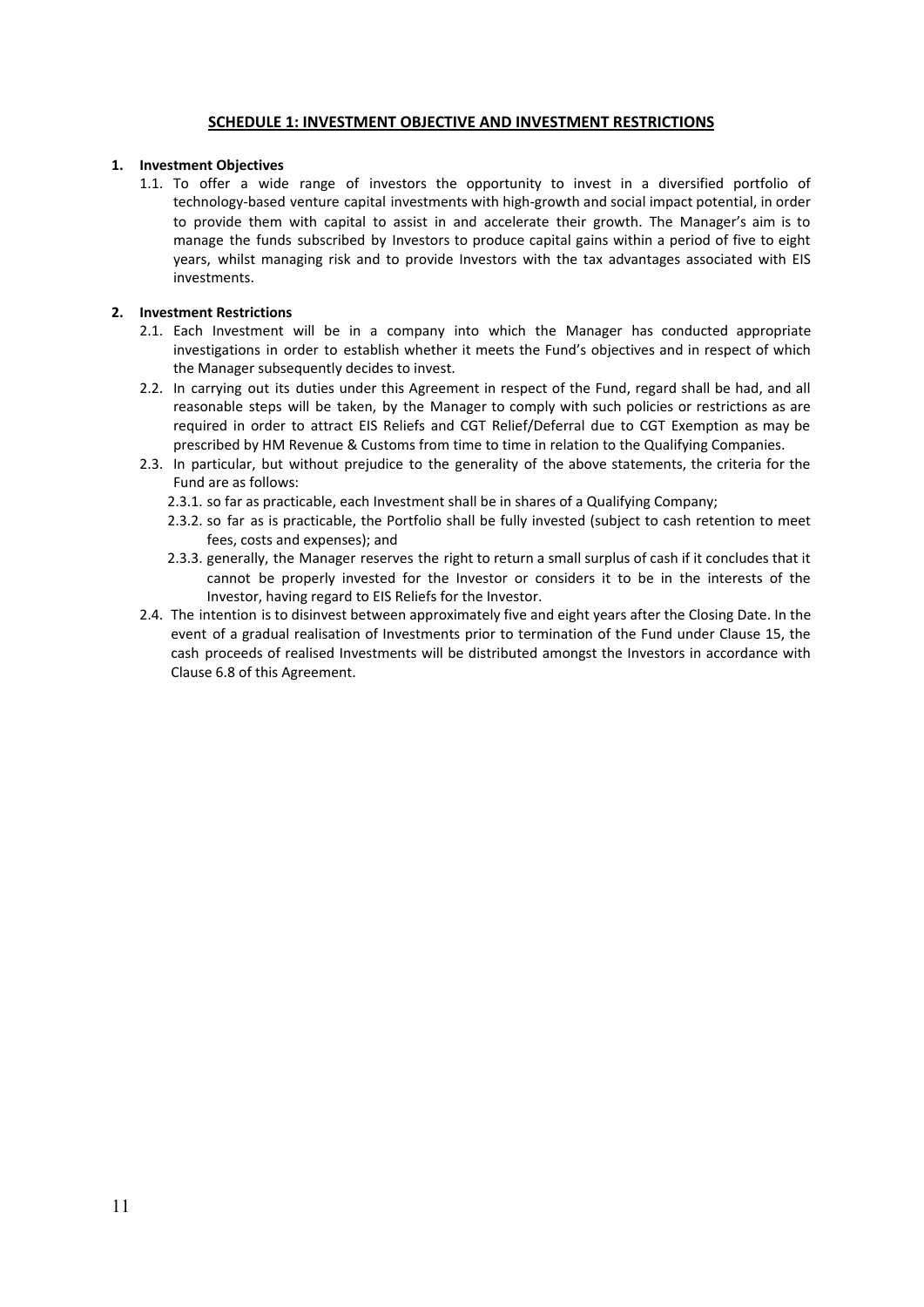## SCHEDULE 1: INVESTMENT OBJECTIVE AND INVESTMENT RESTRICTIONS

**1. Investment Objectives**

1.1. To offer a wide range of investors the opportunity to invest in a diversified portfolio of technology-based venture capital investments with high-growth and social impact potential, in order to provide them with capital to assist in and accelerate their growth. The Manager's aim is to manage the funds subscribed by Investors to produce capital gains within a period of five to eight years, whilst managing risk and to provide Investors with the tax advantages associated with EIS investments.

**2. Investment Restrictions**

2.1. Each Investment will be in a company into which the Manager has conducted appropriate investigations in order to establish whether it meets the Fund's objectives and in respect of which the Manager subsequently decides to invest.

2.2. In carrying out its duties under this Agreement in respect of the Fund, regard shall be had, and all reasonable steps will be taken, by the Manager to comply with such policies or restrictions as are required in order to attract EIS Reliefs and CGT Relief/Deferral due to CGT Exemption as may be prescribed by HM Revenue & Customs from time to time in relation to the Qualifying Companies.

2.3. In particular, but without prejudice to the generality of the above statements, the criteria for the Fund are as follows:

2.3.1. so far as practicable, each Investment shall be in shares of a Qualifying Company;

2.3.2. so far as is practicable, the Portfolio shall be fully invested (subject to cash retention to meet fees, costs and expenses); and

2.3.3. generally, the Manager reserves the right to return a small surplus of cash if it concludes that it cannot be properly invested for the Investor or considers it to be in the interests of the Investor, having regard to EIS Reliefs for the Investor.

2.4. The intention is to disinvest between approximately five and eight years after the Closing Date. In the event of a gradual realisation of Investments prior to termination of the Fund under Clause 15, the cash proceeds of realised Investments will be distributed amongst the Investors in accordance with Clause 6.8 of this Agreement.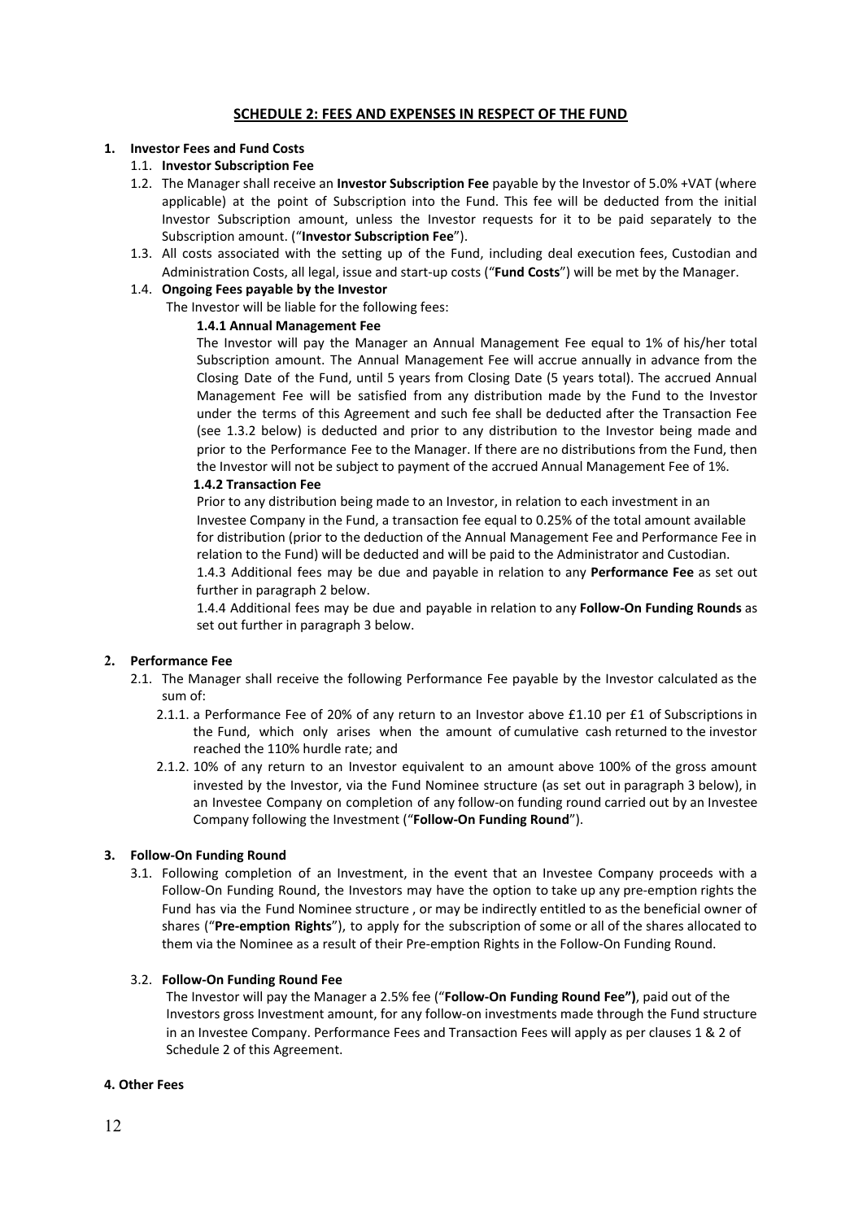## SCHEDULE 2: FEES AND EXPENSES IN RESPECT OF THE FUND

**1. Investor Fees and Fund Costs**

1.1. **Investor Subscription Fee**

1.2. The Manager shall receive an **Investor Subscription Fee** payable by the Investor of 5.0% +VAT (where applicable) at the point of Subscription into the Fund. This fee will be deducted from the initial Investor Subscription amount, unless the Investor requests for it to be paid separately to the Subscription amount. ("**Investor Subscription Fee**").

1.3. All costs associated with the setting up of the Fund, including deal execution fees, Custodian and Administration Costs, all legal, issue and start-up costs ("**Fund Costs**") will be met by the Manager.

1.4. **Ongoing Fees payable by the Investor**

The Investor will be liable for the following fees:

**1.4.1 Annual Management Fee**

The Investor will pay the Manager an Annual Management Fee equal to 1% of his/her total Subscription amount. The Annual Management Fee will accrue annually in advance from the Closing Date of the Fund, until 5 years from Closing Date (5 years total). The accrued Annual Management Fee will be satisfied from any distribution made by the Fund to the Investor under the terms of this Agreement and such fee shall be deducted after the Transaction Fee (see 1.3.2 below) is deducted and prior to any distribution to the Investor being made and prior to the Performance Fee to the Manager. If there are no distributions from the Fund, then the Investor will not be subject to payment of the accrued Annual Management Fee of 1%.

**1.4.2 Transaction Fee**

Prior to any distribution being made to an Investor, in relation to each investment in an Investee Company in the Fund, a transaction fee equal to 0.25% of the total amount available for distribution (prior to the deduction of the Annual Management Fee and Performance Fee in relation to the Fund) will be deducted and will be paid to the Administrator and Custodian.

1.4.3 Additional fees may be due and payable in relation to any **Performance Fee** as set out further in paragraph 2 below.

1.4.4 Additional fees may be due and payable in relation to any **Follow-On Funding Rounds** as set out further in paragraph 3 below.

**2. Performance Fee**

2.1. The Manager shall receive the following Performance Fee payable by the Investor calculated as the sum of:

2.1.1. a Performance Fee of 20% of any return to an Investor above £1.10 per £1 of Subscriptions in the Fund, which only arises when the amount of cumulative cash returned to the investor reached the 110% hurdle rate; and

2.1.2. 10% of any return to an Investor equivalent to an amount above 100% of the gross amount invested by the Investor, via the Fund Nominee structure (as set out in paragraph 3 below), in an Investee Company on completion of any follow-on funding round carried out by an Investee Company following the Investment ("**Follow-On Funding Round**").

**3. Follow-On Funding Round**

3.1. Following completion of an Investment, in the event that an Investee Company proceeds with a Follow-On Funding Round, the Investors may have the option to take up any pre-emption rights the Fund has via the Fund Nominee structure , or may be indirectly entitled to as the beneficial owner of shares ("**Pre-emption Rights**"), to apply for the subscription of some or all of the shares allocated to them via the Nominee as a result of their Pre-emption Rights in the Follow-On Funding Round.

3.2. **Follow-On Funding Round Fee**

The Investor will pay the Manager a 2.5% fee ("**Follow-On Funding Round Fee")**, paid out of the Investors gross Investment amount, for any follow-on investments made through the Fund structure in an Investee Company. Performance Fees and Transaction Fees will apply as per clauses 1 & 2 of Schedule 2 of this Agreement.

**4. Other Fees**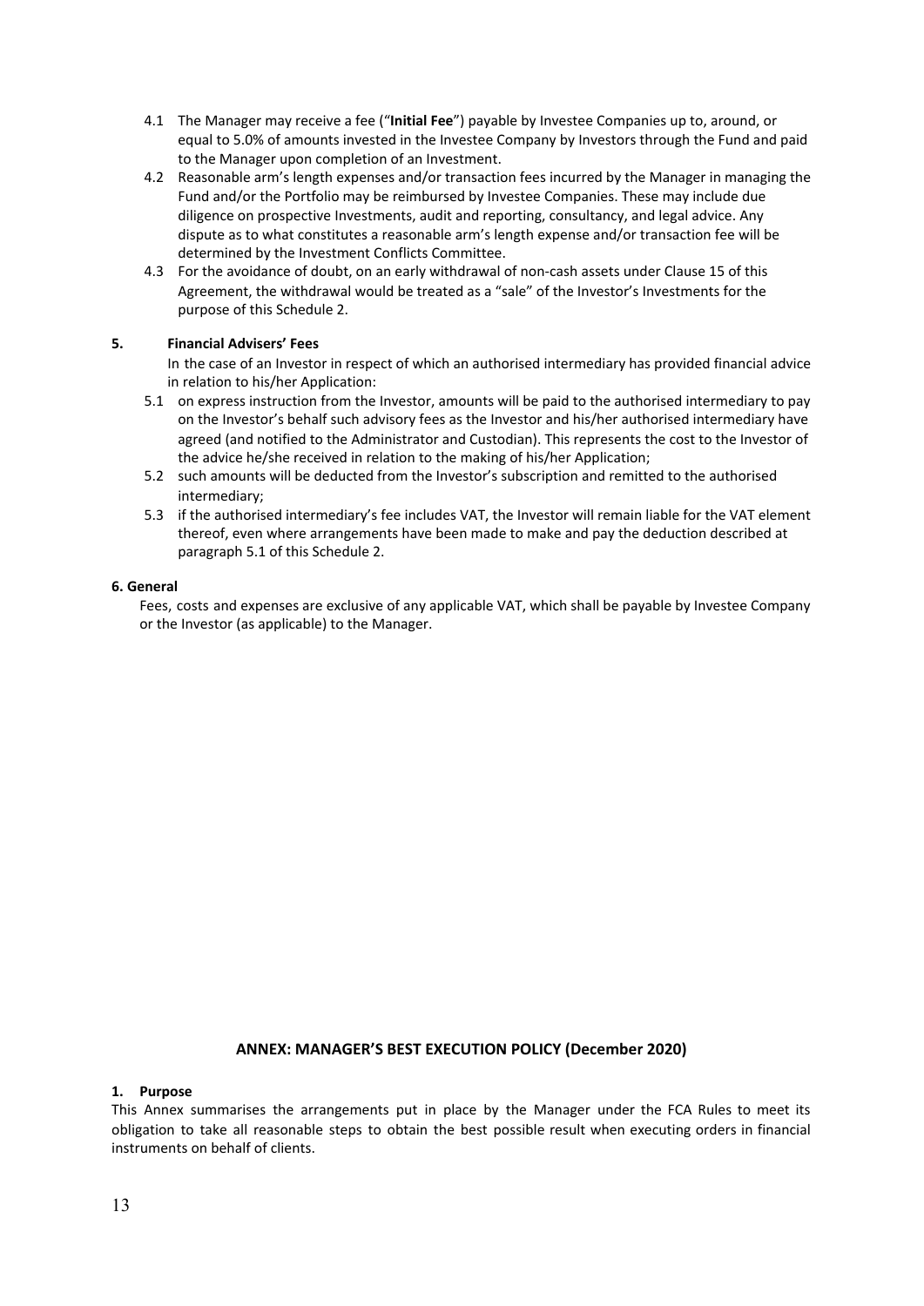4.1 The Manager may receive a fee ("**Initial Fee**") payable by Investee Companies up to, around, or equal to 5.0% of amounts invested in the Investee Company by Investors through the Fund and paid to the Manager upon completion of an Investment.

4.2 Reasonable arm's length expenses and/or transaction fees incurred by the Manager in managing the Fund and/or the Portfolio may be reimbursed by Investee Companies. These may include due diligence on prospective Investments, audit and reporting, consultancy, and legal advice. Any dispute as to what constitutes a reasonable arm's length expense and/or transaction fee will be determined by the Investment Conflicts Committee.

4.3 For the avoidance of doubt, on an early withdrawal of non-cash assets under Clause 15 of this Agreement, the withdrawal would be treated as a "sale" of the Investor's Investments for the purpose of this Schedule 2.

**5. Financial Advisers' Fees**

In the case of an Investor in respect of which an authorised intermediary has provided financial advice in relation to his/her Application:

5.1 on express instruction from the Investor, amounts will be paid to the authorised intermediary to pay on the Investor's behalf such advisory fees as the Investor and his/her authorised intermediary have agreed (and notified to the Administrator and Custodian). This represents the cost to the Investor of the advice he/she received in relation to the making of his/her Application;

5.2 such amounts will be deducted from the Investor's subscription and remitted to the authorised intermediary;

5.3 if the authorised intermediary's fee includes VAT, the Investor will remain liable for the VAT element thereof, even where arrangements have been made to make and pay the deduction described at paragraph 5.1 of this Schedule 2.

**6. General**

Fees, costs and expenses are exclusive of any applicable VAT, which shall be payable by Investee Company or the Investor (as applicable) to the Manager.

## ANNEX: MANAGER'S BEST EXECUTION POLICY (December 2020)

**1. Purpose**

This Annex summarises the arrangements put in place by the Manager under the FCA Rules to meet its obligation to take all reasonable steps to obtain the best possible result when executing orders in financial instruments on behalf of clients.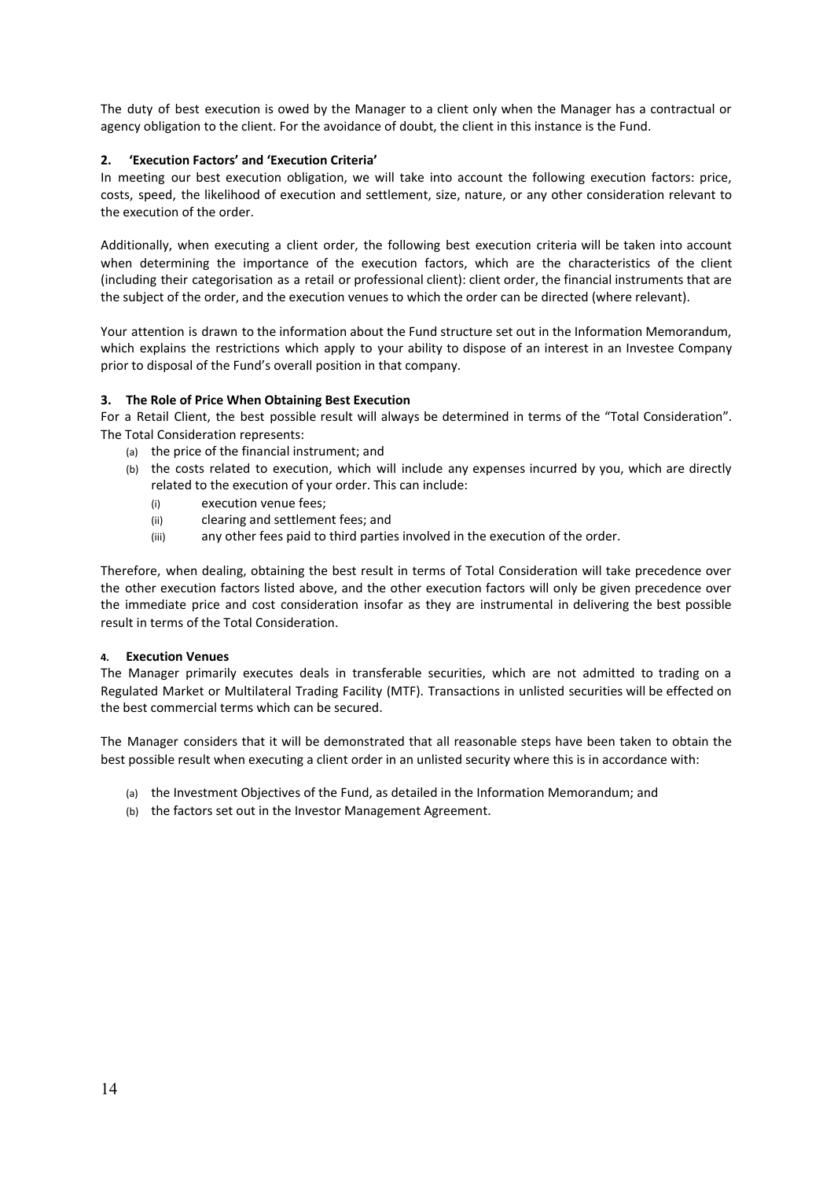The duty of best execution is owed by the Manager to a client only when the Manager has a contractual or agency obligation to the client. For the avoidance of doubt, the client in this instance is the Fund.

## 2. 'Execution Factors' and 'Execution Criteria'

In meeting our best execution obligation, we will take into account the following execution factors: price, costs, speed, the likelihood of execution and settlement, size, nature, or any other consideration relevant to the execution of the order.

Additionally, when executing a client order, the following best execution criteria will be taken into account when determining the importance of the execution factors, which are the characteristics of the client (including their categorisation as a retail or professional client): client order, the financial instruments that are the subject of the order, and the execution venues to which the order can be directed (where relevant).

Your attention is drawn to the information about the Fund structure set out in the Information Memorandum, which explains the restrictions which apply to your ability to dispose of an interest in an Investee Company prior to disposal of the Fund's overall position in that company.

## 3. The Role of Price When Obtaining Best Execution

For a Retail Client, the best possible result will always be determined in terms of the "Total Consideration". The Total Consideration represents:

(a) the price of the financial instrument; and

(b) the costs related to execution, which will include any expenses incurred by you, which are directly related to the execution of your order. This can include:

  (i) execution venue fees;

  (ii) clearing and settlement fees; and

  (iii) any other fees paid to third parties involved in the execution of the order.

Therefore, when dealing, obtaining the best result in terms of Total Consideration will take precedence over the other execution factors listed above, and the other execution factors will only be given precedence over the immediate price and cost consideration insofar as they are instrumental in delivering the best possible result in terms of the Total Consideration.

## 4. Execution Venues

The Manager primarily executes deals in transferable securities, which are not admitted to trading on a Regulated Market or Multilateral Trading Facility (MTF). Transactions in unlisted securities will be effected on the best commercial terms which can be secured.

The Manager considers that it will be demonstrated that all reasonable steps have been taken to obtain the best possible result when executing a client order in an unlisted security where this is in accordance with:

(a) the Investment Objectives of the Fund, as detailed in the Information Memorandum; and

(b) the factors set out in the Investor Management Agreement.